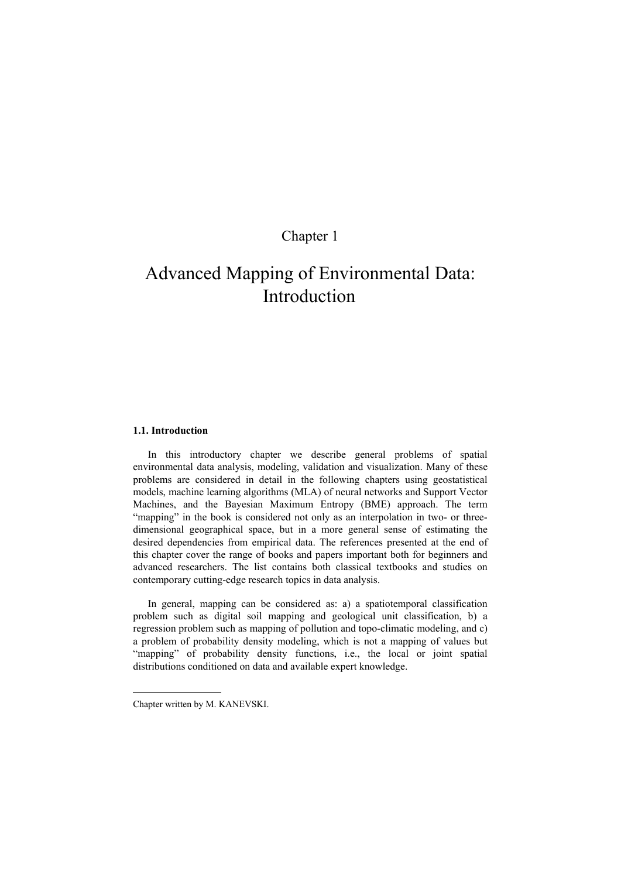# Chapter 1

# Advanced Mapping of Environmental Data: Introduction

### 1.1. Introduction

In this introductory chapter we describe general problems of spatial environmental data analysis, modeling, validation and visualization. Many of these problems are considered in detail in the following chapters using geostatistical models, machine learning algorithms (MLA) of neural networks and Support Vector Machines, and the Bayesian Maximum Entropy (BME) approach. The term "mapping" in the book is considered not only as an interpolation in two- or three-dimensional geographical space, but in a more general sense of estimating the desired dependencies from empirical data. The references presented at the end of this chapter cover the range of books and papers important both for beginners and advanced researchers. The list contains both classical textbooks and studies on contemporary cutting-edge research topics in data analysis.

In general, mapping can be considered as: a) a spatiotemporal classification problem such as digital soil mapping and geological unit classification, b) a regression problem such as mapping of pollution and topo-climatic modeling, and c) a problem of probability density modeling, which is not a mapping of values but "mapping" of probability density functions, i.e., the local or joint spatial distributions conditioned on data and available expert knowledge.

---

Chapter written by M. KANEVSKI.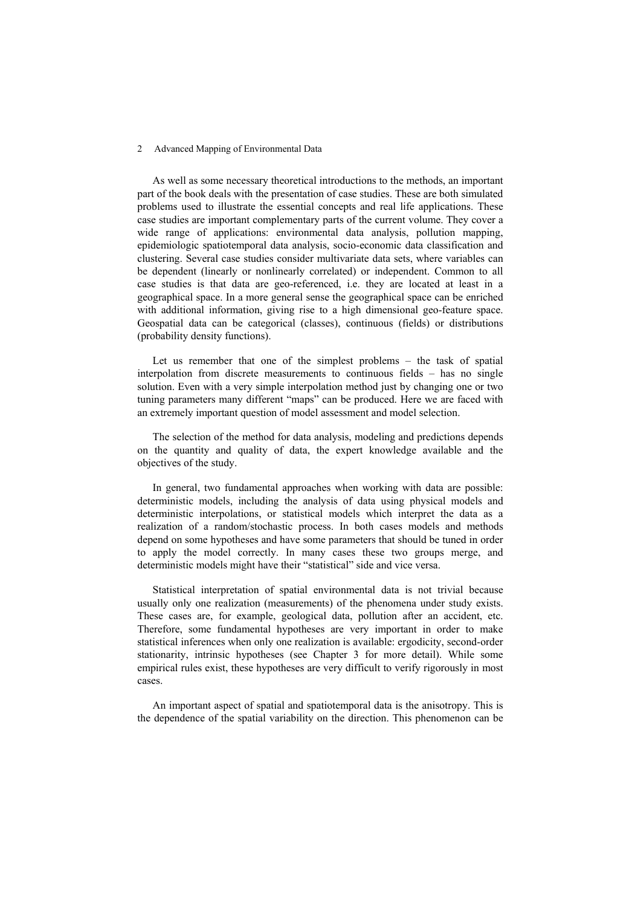As well as some necessary theoretical introductions to the methods, an important part of the book deals with the presentation of case studies. These are both simulated problems used to illustrate the essential concepts and real life applications. These case studies are important complementary parts of the current volume. They cover a wide range of applications: environmental data analysis, pollution mapping, epidemiologic spatiotemporal data analysis, socio-economic data classification and clustering. Several case studies consider multivariate data sets, where variables can be dependent (linearly or nonlinearly correlated) or independent. Common to all case studies is that data are geo-referenced, i.e. they are located at least in a geographical space. In a more general sense the geographical space can be enriched with additional information, giving rise to a high dimensional geo-feature space. Geospatial data can be categorical (classes), continuous (fields) or distributions (probability density functions).

Let us remember that one of the simplest problems – the task of spatial interpolation from discrete measurements to continuous fields – has no single solution. Even with a very simple interpolation method just by changing one or two tuning parameters many different "maps" can be produced. Here we are faced with an extremely important question of model assessment and model selection.

The selection of the method for data analysis, modeling and predictions depends on the quantity and quality of data, the expert knowledge available and the objectives of the study.

In general, two fundamental approaches when working with data are possible: deterministic models, including the analysis of data using physical models and deterministic interpolations, or statistical models which interpret the data as a realization of a random/stochastic process. In both cases models and methods depend on some hypotheses and have some parameters that should be tuned in order to apply the model correctly. In many cases these two groups merge, and deterministic models might have their "statistical" side and vice versa.

Statistical interpretation of spatial environmental data is not trivial because usually only one realization (measurements) of the phenomena under study exists. These cases are, for example, geological data, pollution after an accident, etc. Therefore, some fundamental hypotheses are very important in order to make statistical inferences when only one realization is available: ergodicity, second-order stationarity, intrinsic hypotheses (see Chapter 3 for more detail). While some empirical rules exist, these hypotheses are very difficult to verify rigorously in most cases.

An important aspect of spatial and spatiotemporal data is the anisotropy. This is the dependence of the spatial variability on the direction. This phenomenon can be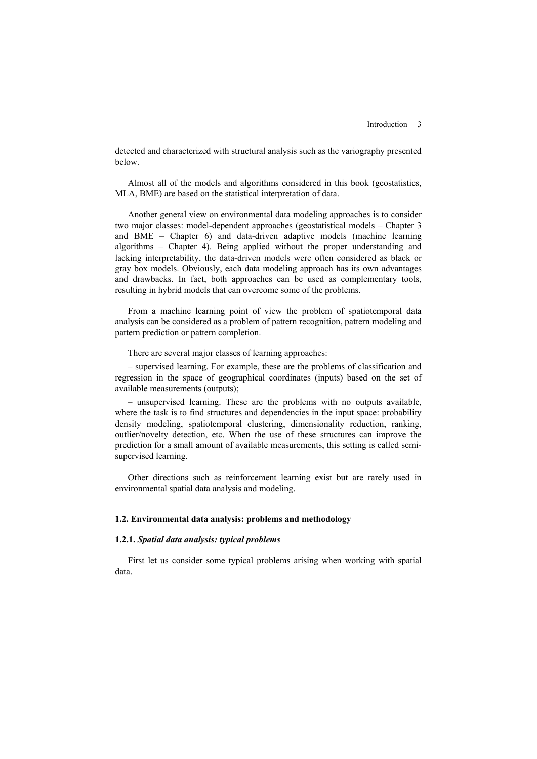detected and characterized with structural analysis such as the variography presented below.

Almost all of the models and algorithms considered in this book (geostatistics, MLA, BME) are based on the statistical interpretation of data.

Another general view on environmental data modeling approaches is to consider two major classes: model-dependent approaches (geostatistical models – Chapter 3 and BME – Chapter 6) and data-driven adaptive models (machine learning algorithms – Chapter 4). Being applied without the proper understanding and lacking interpretability, the data-driven models were often considered as black or gray box models. Obviously, each data modeling approach has its own advantages and drawbacks. In fact, both approaches can be used as complementary tools, resulting in hybrid models that can overcome some of the problems.

From a machine learning point of view the problem of spatiotemporal data analysis can be considered as a problem of pattern recognition, pattern modeling and pattern prediction or pattern completion.

There are several major classes of learning approaches:

– supervised learning. For example, these are the problems of classification and regression in the space of geographical coordinates (inputs) based on the set of available measurements (outputs);

– unsupervised learning. These are the problems with no outputs available, where the task is to find structures and dependencies in the input space: probability density modeling, spatiotemporal clustering, dimensionality reduction, ranking, outlier/novelty detection, etc. When the use of these structures can improve the prediction for a small amount of available measurements, this setting is called semi-supervised learning.

Other directions such as reinforcement learning exist but are rarely used in environmental spatial data analysis and modeling.

## 1.2. Environmental data analysis: problems and methodology

### 1.2.1. *Spatial data analysis: typical problems*

First let us consider some typical problems arising when working with spatial data.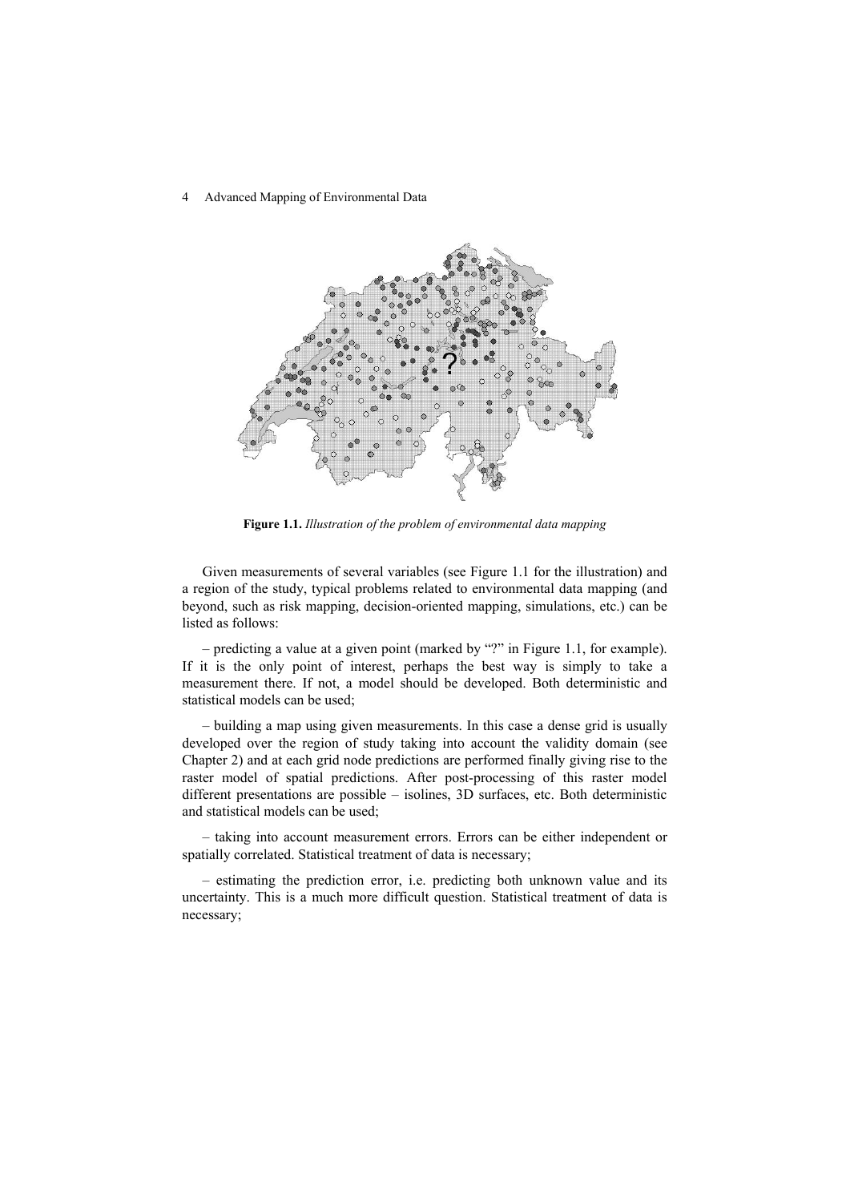**Figure 1.1.** *Illustration of the problem of environmental data mapping*

Given measurements of several variables (see Figure 1.1 for the illustration) and a region of the study, typical problems related to environmental data mapping (and beyond, such as risk mapping, decision-oriented mapping, simulations, etc.) can be listed as follows:

– predicting a value at a given point (marked by "?" in Figure 1.1, for example). If it is the only point of interest, perhaps the best way is simply to take a measurement there. If not, a model should be developed. Both deterministic and statistical models can be used;

– building a map using given measurements. In this case a dense grid is usually developed over the region of study taking into account the validity domain (see Chapter 2) and at each grid node predictions are performed finally giving rise to the raster model of spatial predictions. After post-processing of this raster model different presentations are possible – isolines, 3D surfaces, etc. Both deterministic and statistical models can be used;

– taking into account measurement errors. Errors can be either independent or spatially correlated. Statistical treatment of data is necessary;

– estimating the prediction error, i.e. predicting both unknown value and its uncertainty. This is a much more difficult question. Statistical treatment of data is necessary;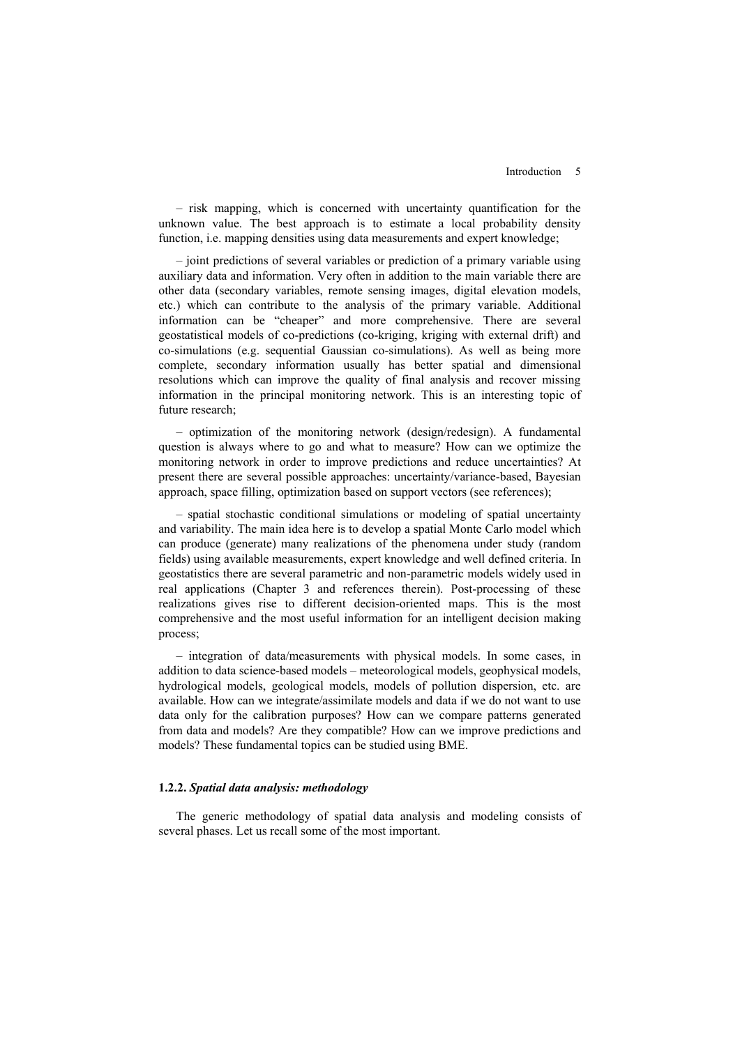– risk mapping, which is concerned with uncertainty quantification for the unknown value. The best approach is to estimate a local probability density function, i.e. mapping densities using data measurements and expert knowledge;

– joint predictions of several variables or prediction of a primary variable using auxiliary data and information. Very often in addition to the main variable there are other data (secondary variables, remote sensing images, digital elevation models, etc.) which can contribute to the analysis of the primary variable. Additional information can be "cheaper" and more comprehensive. There are several geostatistical models of co-predictions (co-kriging, kriging with external drift) and co-simulations (e.g. sequential Gaussian co-simulations). As well as being more complete, secondary information usually has better spatial and dimensional resolutions which can improve the quality of final analysis and recover missing information in the principal monitoring network. This is an interesting topic of future research;

– optimization of the monitoring network (design/redesign). A fundamental question is always where to go and what to measure? How can we optimize the monitoring network in order to improve predictions and reduce uncertainties? At present there are several possible approaches: uncertainty/variance-based, Bayesian approach, space filling, optimization based on support vectors (see references);

– spatial stochastic conditional simulations or modeling of spatial uncertainty and variability. The main idea here is to develop a spatial Monte Carlo model which can produce (generate) many realizations of the phenomena under study (random fields) using available measurements, expert knowledge and well defined criteria. In geostatistics there are several parametric and non-parametric models widely used in real applications (Chapter 3 and references therein). Post-processing of these realizations gives rise to different decision-oriented maps. This is the most comprehensive and the most useful information for an intelligent decision making process;

– integration of data/measurements with physical models. In some cases, in addition to data science-based models – meteorological models, geophysical models, hydrological models, geological models, models of pollution dispersion, etc. are available. How can we integrate/assimilate models and data if we do not want to use data only for the calibration purposes? How can we compare patterns generated from data and models? Are they compatible? How can we improve predictions and models? These fundamental topics can be studied using BME.

### 1.2.2. *Spatial data analysis: methodology*

The generic methodology of spatial data analysis and modeling consists of several phases. Let us recall some of the most important.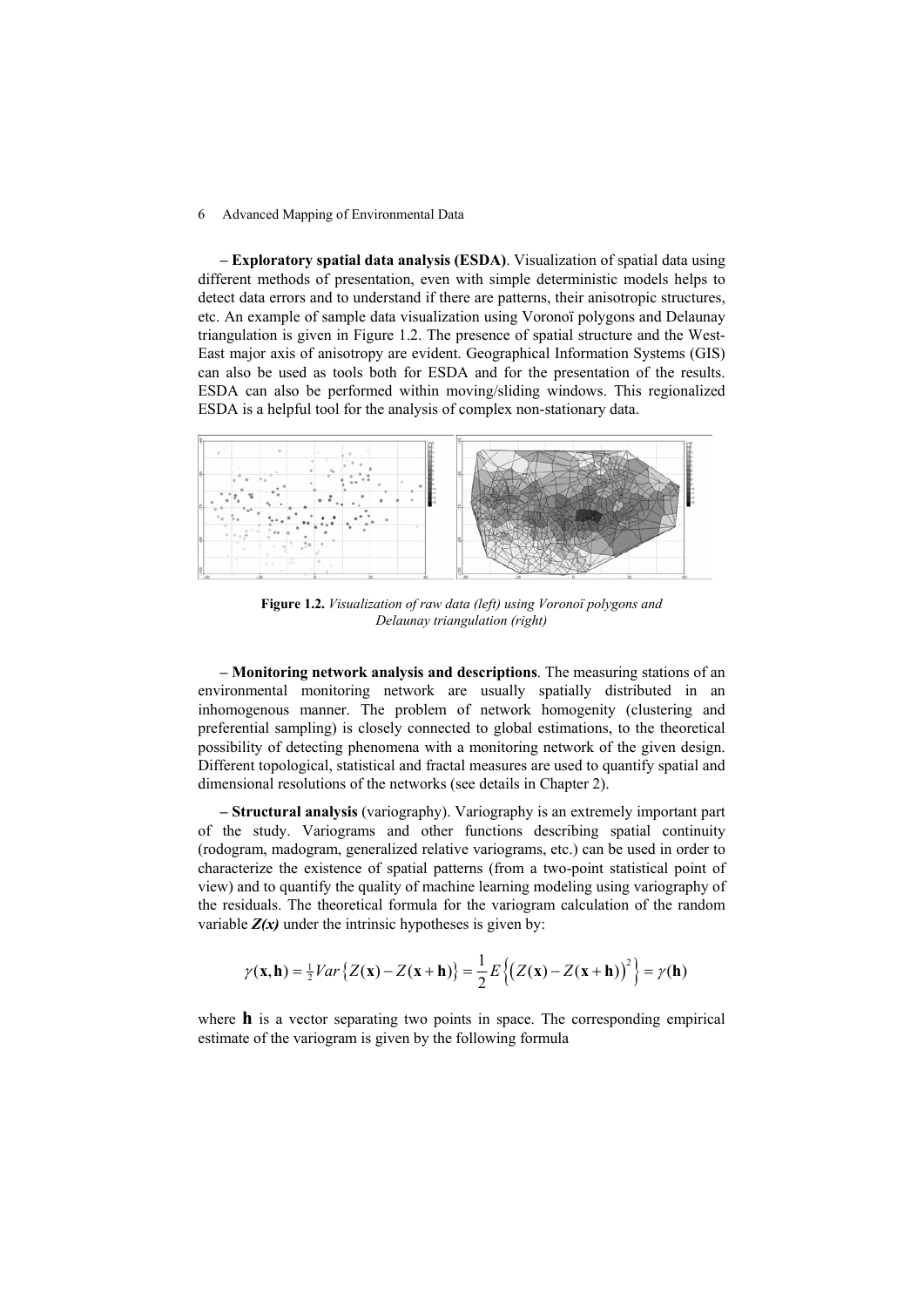**– Exploratory spatial data analysis (ESDA)**. Visualization of spatial data using different methods of presentation, even with simple deterministic models helps to detect data errors and to understand if there are patterns, their anisotropic structures, etc. An example of sample data visualization using Voronoï polygons and Delaunay triangulation is given in Figure 1.2. The presence of spatial structure and the West-East major axis of anisotropy are evident. Geographical Information Systems (GIS) can also be used as tools both for ESDA and for the presentation of the results. ESDA can also be performed within moving/sliding windows. This regionalized ESDA is a helpful tool for the analysis of complex non-stationary data.

**Figure 1.2.** *Visualization of raw data (left) using Voronoï polygons and Delaunay triangulation (right)*

**– Monitoring network analysis and descriptions**. The measuring stations of an environmental monitoring network are usually spatially distributed in an inhomogenous manner. The problem of network homogenity (clustering and preferential sampling) is closely connected to global estimations, to the theoretical possibility of detecting phenomena with a monitoring network of the given design. Different topological, statistical and fractal measures are used to quantify spatial and dimensional resolutions of the networks (see details in Chapter 2).

**– Structural analysis** (variography). Variography is an extremely important part of the study. Variograms and other functions describing spatial continuity (rodogram, madogram, generalized relative variograms, etc.) can be used in order to characterize the existence of spatial patterns (from a two-point statistical point of view) and to quantify the quality of machine learning modeling using variography of the residuals. The theoretical formula for the variogram calculation of the random variable $\boldsymbol{Z(x)}$ under the intrinsic hypotheses is given by:

$$\gamma(\mathbf{x},\mathbf{h}) = \tfrac{1}{2}Var\left\{Z(\mathbf{x}) - Z(\mathbf{x}+\mathbf{h})\right\} = \frac{1}{2}E\left\{\left(Z(\mathbf{x}) - Z(\mathbf{x}+\mathbf{h})\right)^2\right\} = \gamma(\mathbf{h})$$

where $\mathbf{h}$ is a vector separating two points in space. The corresponding empirical estimate of the variogram is given by the following formula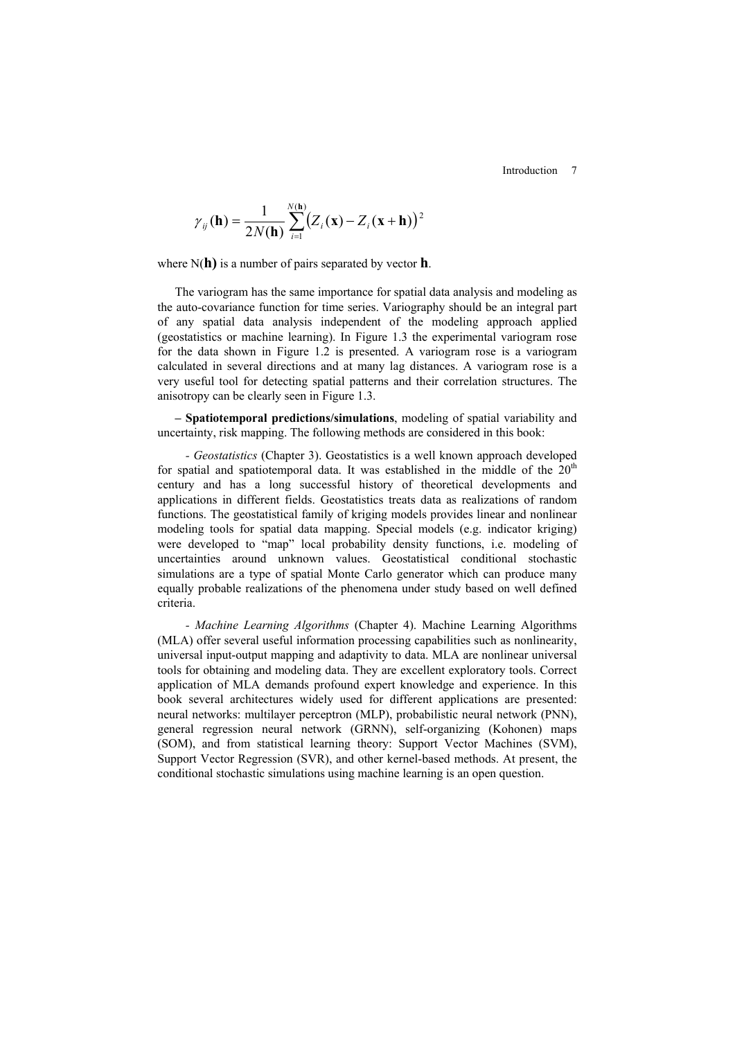$$\gamma_{ij}(\mathbf{h}) = \frac{1}{2N(\mathbf{h})} \sum_{i=1}^{N(\mathbf{h})} \left(Z_i(\mathbf{x}) - Z_i(\mathbf{x}+\mathbf{h})\right)^2$$

where $N(\mathbf{h})$ is a number of pairs separated by vector $\mathbf{h}$.

The variogram has the same importance for spatial data analysis and modeling as the auto-covariance function for time series. Variography should be an integral part of any spatial data analysis independent of the modeling approach applied (geostatistics or machine learning). In Figure 1.3 the experimental variogram rose for the data shown in Figure 1.2 is presented. A variogram rose is a variogram calculated in several directions and at many lag distances. A variogram rose is a very useful tool for detecting spatial patterns and their correlation structures. The anisotropy can be clearly seen in Figure 1.3.

**– Spatiotemporal predictions/simulations**, modeling of spatial variability and uncertainty, risk mapping. The following methods are considered in this book:

- *Geostatistics* (Chapter 3). Geostatistics is a well known approach developed for spatial and spatiotemporal data. It was established in the middle of the $20^{th}$ century and has a long successful history of theoretical developments and applications in different fields. Geostatistics treats data as realizations of random functions. The geostatistical family of kriging models provides linear and nonlinear modeling tools for spatial data mapping. Special models (e.g. indicator kriging) were developed to "map" local probability density functions, i.e. modeling of uncertainties around unknown values. Geostatistical conditional stochastic simulations are a type of spatial Monte Carlo generator which can produce many equally probable realizations of the phenomena under study based on well defined criteria.

- *Machine Learning Algorithms* (Chapter 4). Machine Learning Algorithms (MLA) offer several useful information processing capabilities such as nonlinearity, universal input-output mapping and adaptivity to data. MLA are nonlinear universal tools for obtaining and modeling data. They are excellent exploratory tools. Correct application of MLA demands profound expert knowledge and experience. In this book several architectures widely used for different applications are presented: neural networks: multilayer perceptron (MLP), probabilistic neural network (PNN), general regression neural network (GRNN), self-organizing (Kohonen) maps (SOM), and from statistical learning theory: Support Vector Machines (SVM), Support Vector Regression (SVR), and other kernel-based methods. At present, the conditional stochastic simulations using machine learning is an open question.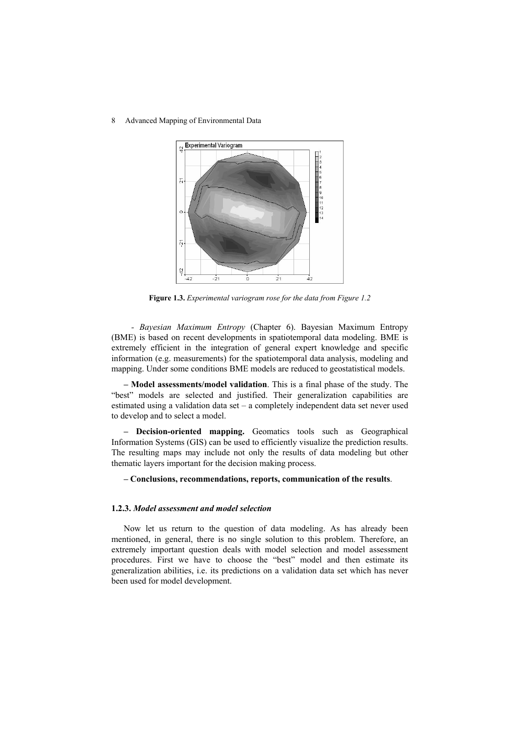**Figure 1.3.** *Experimental variogram rose for the data from Figure 1.2*

- *Bayesian Maximum Entropy* (Chapter 6). Bayesian Maximum Entropy (BME) is based on recent developments in spatiotemporal data modeling. BME is extremely efficient in the integration of general expert knowledge and specific information (e.g. measurements) for the spatiotemporal data analysis, modeling and mapping. Under some conditions BME models are reduced to geostatistical models.

**– Model assessments/model validation**. This is a final phase of the study. The "best" models are selected and justified. Their generalization capabilities are estimated using a validation data set – a completely independent data set never used to develop and to select a model.

**– Decision-oriented mapping.** Geomatics tools such as Geographical Information Systems (GIS) can be used to efficiently visualize the prediction results. The resulting maps may include not only the results of data modeling but other thematic layers important for the decision making process.

**– Conclusions, recommendations, reports, communication of the results**.

### 1.2.3. *Model assessment and model selection*

Now let us return to the question of data modeling. As has already been mentioned, in general, there is no single solution to this problem. Therefore, an extremely important question deals with model selection and model assessment procedures. First we have to choose the "best" model and then estimate its generalization abilities, i.e. its predictions on a validation data set which has never been used for model development.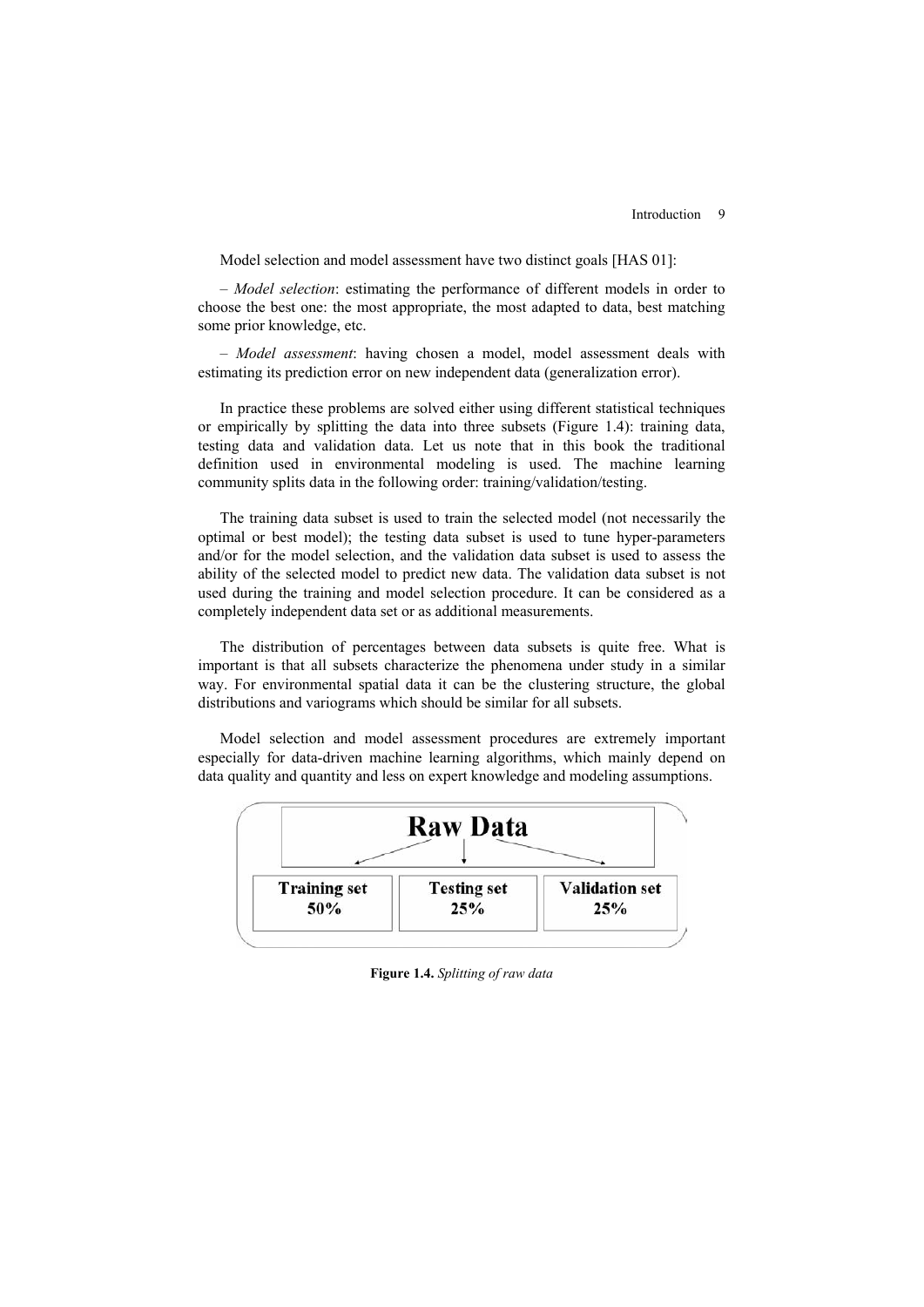Model selection and model assessment have two distinct goals [HAS 01]:

– *Model selection*: estimating the performance of different models in order to choose the best one: the most appropriate, the most adapted to data, best matching some prior knowledge, etc.

– *Model assessment*: having chosen a model, model assessment deals with estimating its prediction error on new independent data (generalization error).

In practice these problems are solved either using different statistical techniques or empirically by splitting the data into three subsets (Figure 1.4): training data, testing data and validation data. Let us note that in this book the traditional definition used in environmental modeling is used. The machine learning community splits data in the following order: training/validation/testing.

The training data subset is used to train the selected model (not necessarily the optimal or best model); the testing data subset is used to tune hyper-parameters and/or for the model selection, and the validation data subset is used to assess the ability of the selected model to predict new data. The validation data subset is not used during the training and model selection procedure. It can be considered as a completely independent data set or as additional measurements.

The distribution of percentages between data subsets is quite free. What is important is that all subsets characterize the phenomena under study in a similar way. For environmental spatial data it can be the clustering structure, the global distributions and variograms which should be similar for all subsets.

Model selection and model assessment procedures are extremely important especially for data-driven machine learning algorithms, which mainly depend on data quality and quantity and less on expert knowledge and modeling assumptions.

Raw Data

Training set 50%

Testing set 25%

Validation set 25%

**Figure 1.4.** *Splitting of raw data*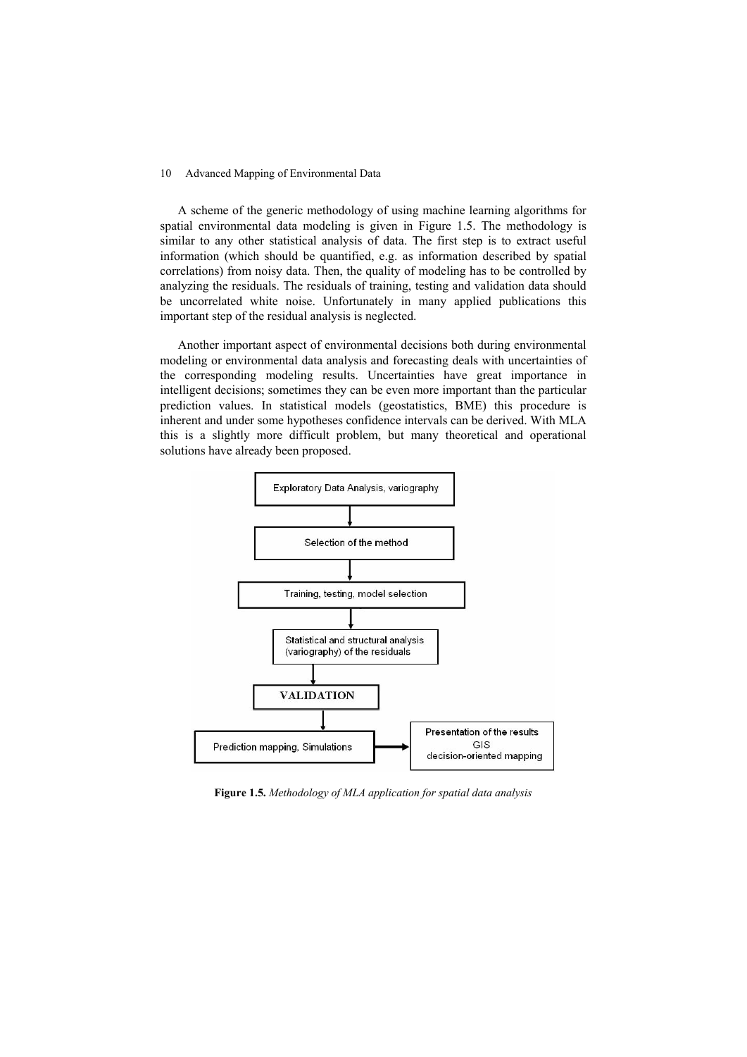A scheme of the generic methodology of using machine learning algorithms for spatial environmental data modeling is given in Figure 1.5. The methodology is similar to any other statistical analysis of data. The first step is to extract useful information (which should be quantified, e.g. as information described by spatial correlations) from noisy data. Then, the quality of modeling has to be controlled by analyzing the residuals. The residuals of training, testing and validation data should be uncorrelated white noise. Unfortunately in many applied publications this important step of the residual analysis is neglected.

Another important aspect of environmental decisions both during environmental modeling or environmental data analysis and forecasting deals with uncertainties of the corresponding modeling results. Uncertainties have great importance in intelligent decisions; sometimes they can be even more important than the particular prediction values. In statistical models (geostatistics, BME) this procedure is inherent and under some hypotheses confidence intervals can be derived. With MLA this is a slightly more difficult problem, but many theoretical and operational solutions have already been proposed.

Exploratory Data Analysis, variography

Selection of the method

Training, testing, model selection

Statistical and structural analysis (variography) of the residuals

VALIDATION

Prediction mapping, Simulations

Presentation of the results GIS decision-oriented mapping

**Figure 1.5.** *Methodology of MLA application for spatial data analysis*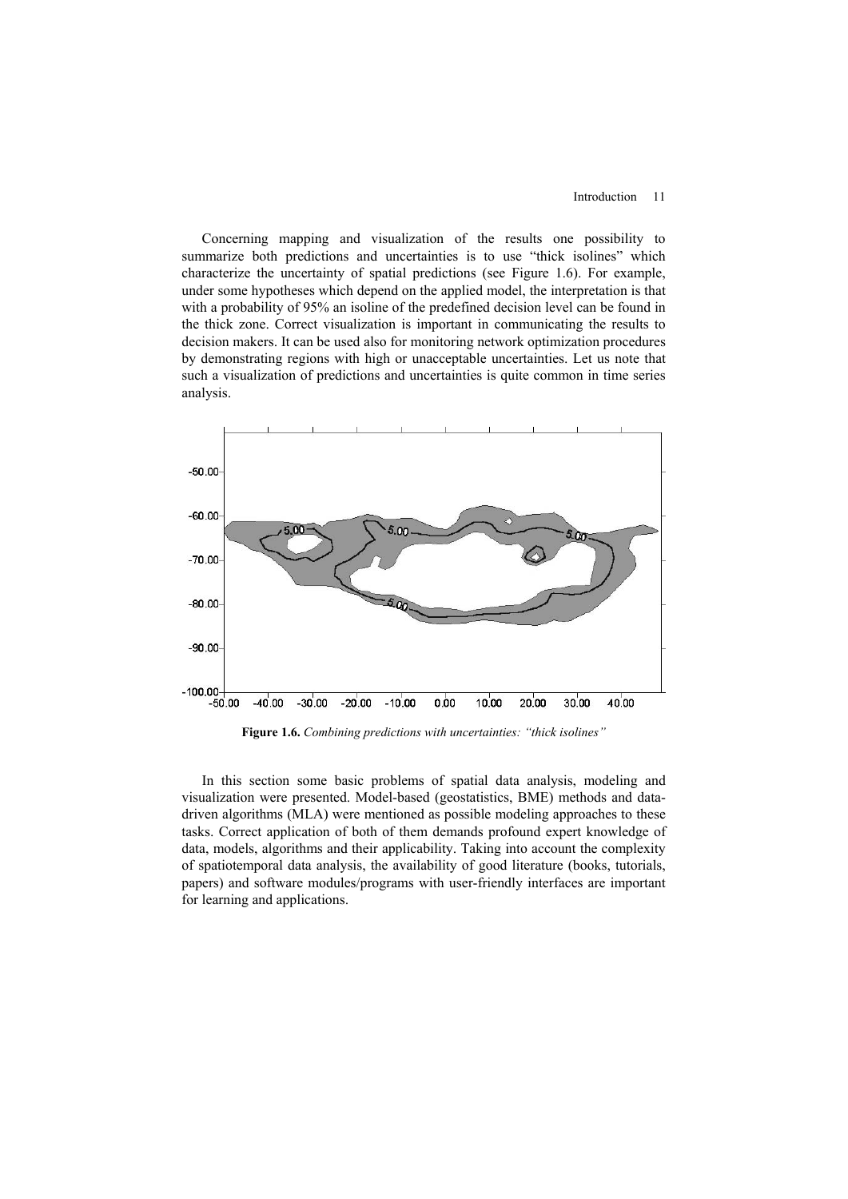Concerning mapping and visualization of the results one possibility to summarize both predictions and uncertainties is to use "thick isolines" which characterize the uncertainty of spatial predictions (see Figure 1.6). For example, under some hypotheses which depend on the applied model, the interpretation is that with a probability of 95% an isoline of the predefined decision level can be found in the thick zone. Correct visualization is important in communicating the results to decision makers. It can be used also for monitoring network optimization procedures by demonstrating regions with high or unacceptable uncertainties. Let us note that such a visualization of predictions and uncertainties is quite common in time series analysis.

**Figure 1.6.** *Combining predictions with uncertainties: "thick isolines"*

In this section some basic problems of spatial data analysis, modeling and visualization were presented. Model-based (geostatistics, BME) methods and data-driven algorithms (MLA) were mentioned as possible modeling approaches to these tasks. Correct application of both of them demands profound expert knowledge of data, models, algorithms and their applicability. Taking into account the complexity of spatiotemporal data analysis, the availability of good literature (books, tutorials, papers) and software modules/programs with user-friendly interfaces are important for learning and applications.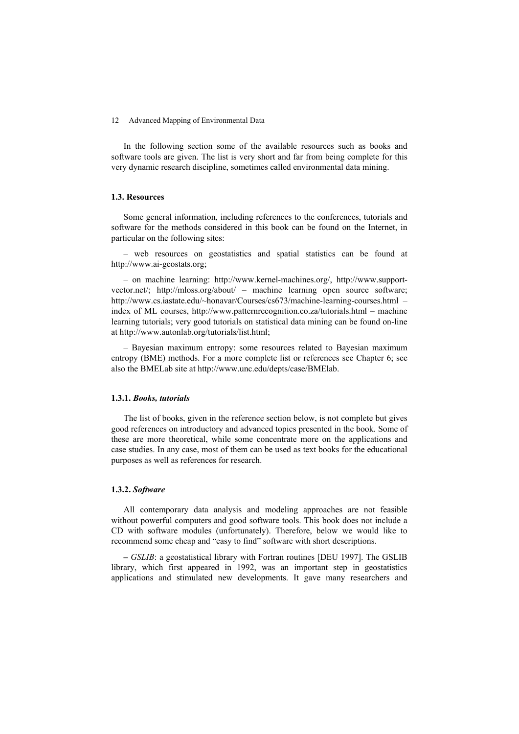In the following section some of the available resources such as books and software tools are given. The list is very short and far from being complete for this very dynamic research discipline, sometimes called environmental data mining.

### 1.3. Resources

Some general information, including references to the conferences, tutorials and software for the methods considered in this book can be found on the Internet, in particular on the following sites:

– web resources on geostatistics and spatial statistics can be found at http://www.ai-geostats.org;

– on machine learning: http://www.kernel-machines.org/, http://www.support-vector.net/; http://mloss.org/about/ – machine learning open source software; http://www.cs.iastate.edu/~honavar/Courses/cs673/machine-learning-courses.html – index of ML courses, http://www.patternrecognition.co.za/tutorials.html – machine learning tutorials; very good tutorials on statistical data mining can be found on-line at http://www.autonlab.org/tutorials/list.html;

– Bayesian maximum entropy: some resources related to Bayesian maximum entropy (BME) methods. For a more complete list or references see Chapter 6; see also the BMELab site at http://www.unc.edu/depts/case/BMElab.

#### 1.3.1. *Books, tutorials*

The list of books, given in the reference section below, is not complete but gives good references on introductory and advanced topics presented in the book. Some of these are more theoretical, while some concentrate more on the applications and case studies. In any case, most of them can be used as text books for the educational purposes as well as references for research.

#### 1.3.2. *Software*

All contemporary data analysis and modeling approaches are not feasible without powerful computers and good software tools. This book does not include a CD with software modules (unfortunately). Therefore, below we would like to recommend some cheap and "easy to find" software with short descriptions.

– *GSLIB*: a geostatistical library with Fortran routines [DEU 1997]. The GSLIB library, which first appeared in 1992, was an important step in geostatistics applications and stimulated new developments. It gave many researchers and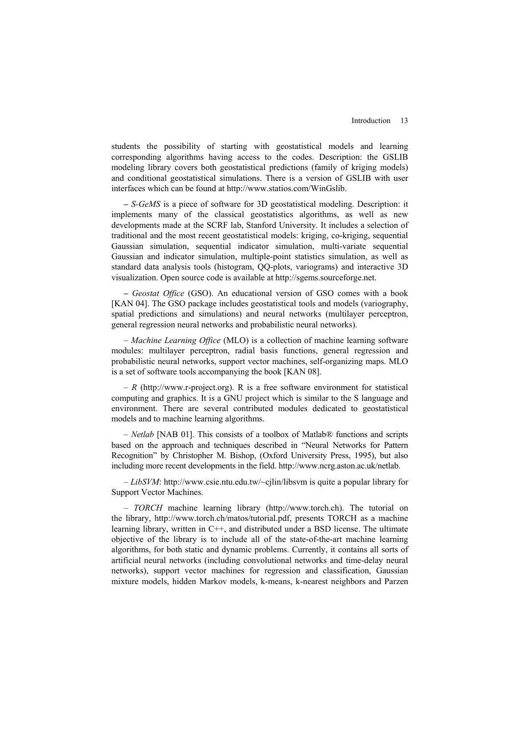students the possibility of starting with geostatistical models and learning corresponding algorithms having access to the codes. Description: the GSLIB modeling library covers both geostatistical predictions (family of kriging models) and conditional geostatistical simulations. There is a version of GSLIB with user interfaces which can be found at http://www.statios.com/WinGslib.

– *S-GeMS* is a piece of software for 3D geostatistical modeling. Description: it implements many of the classical geostatistics algorithms, as well as new developments made at the SCRF lab, Stanford University. It includes a selection of traditional and the most recent geostatistical models: kriging, co-kriging, sequential Gaussian simulation, sequential indicator simulation, multi-variate sequential Gaussian and indicator simulation, multiple-point statistics simulation, as well as standard data analysis tools (histogram, QQ-plots, variograms) and interactive 3D visualization. Open source code is available at http://sgems.sourceforge.net.

– *Geostat Office* (GSO). An educational version of GSO comes with a book [KAN 04]. The GSO package includes geostatistical tools and models (variography, spatial predictions and simulations) and neural networks (multilayer perceptron, general regression neural networks and probabilistic neural networks).

– *Machine Learning Office* (MLO) is a collection of machine learning software modules: multilayer perceptron, radial basis functions, general regression and probabilistic neural networks, support vector machines, self-organizing maps. MLO is a set of software tools accompanying the book [KAN 08].

– *R* (http://www.r-project.org). R is a free software environment for statistical computing and graphics. It is a GNU project which is similar to the S language and environment. There are several contributed modules dedicated to geostatistical models and to machine learning algorithms.

– *Netlab* [NAB 01]. This consists of a toolbox of Matlab® functions and scripts based on the approach and techniques described in "Neural Networks for Pattern Recognition" by Christopher M. Bishop, (Oxford University Press, 1995), but also including more recent developments in the field. http://www.ncrg.aston.ac.uk/netlab.

– *LibSVM*: http://www.csie.ntu.edu.tw/~cjlin/libsvm is quite a popular library for Support Vector Machines.

– *TORCH* machine learning library (http://www.torch.ch). The tutorial on the library, http://www.torch.ch/matos/tutorial.pdf, presents TORCH as a machine learning library, written in C++, and distributed under a BSD license. The ultimate objective of the library is to include all of the state-of-the-art machine learning algorithms, for both static and dynamic problems. Currently, it contains all sorts of artificial neural networks (including convolutional networks and time-delay neural networks), support vector machines for regression and classification, Gaussian mixture models, hidden Markov models, k-means, k-nearest neighbors and Parzen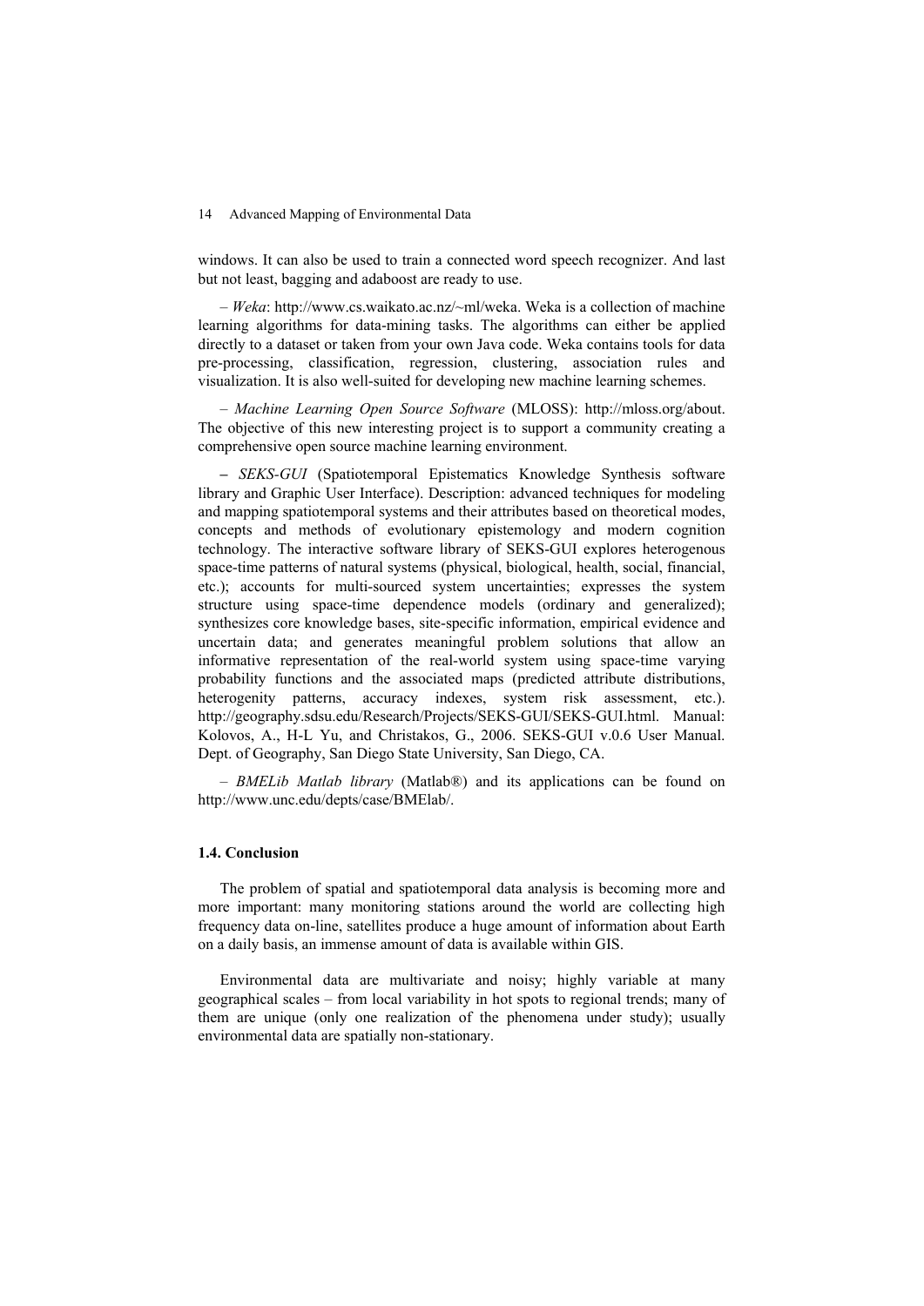windows. It can also be used to train a connected word speech recognizer. And last but not least, bagging and adaboost are ready to use.

– *Weka*: http://www.cs.waikato.ac.nz/~ml/weka. Weka is a collection of machine learning algorithms for data-mining tasks. The algorithms can either be applied directly to a dataset or taken from your own Java code. Weka contains tools for data pre-processing, classification, regression, clustering, association rules and visualization. It is also well-suited for developing new machine learning schemes.

– *Machine Learning Open Source Software* (MLOSS): http://mloss.org/about. The objective of this new interesting project is to support a community creating a comprehensive open source machine learning environment.

– *SEKS-GUI* (Spatiotemporal Epistematics Knowledge Synthesis software library and Graphic User Interface). Description: advanced techniques for modeling and mapping spatiotemporal systems and their attributes based on theoretical modes, concepts and methods of evolutionary epistemology and modern cognition technology. The interactive software library of SEKS-GUI explores heterogenous space-time patterns of natural systems (physical, biological, health, social, financial, etc.); accounts for multi-sourced system uncertainties; expresses the system structure using space-time dependence models (ordinary and generalized); synthesizes core knowledge bases, site-specific information, empirical evidence and uncertain data; and generates meaningful problem solutions that allow an informative representation of the real-world system using space-time varying probability functions and the associated maps (predicted attribute distributions, heterogenity patterns, accuracy indexes, system risk assessment, etc.). http://geography.sdsu.edu/Research/Projects/SEKS-GUI/SEKS-GUI.html. Manual: Kolovos, A., H-L Yu, and Christakos, G., 2006. SEKS-GUI v.0.6 User Manual. Dept. of Geography, San Diego State University, San Diego, CA.

– *BMELib Matlab library* (Matlab®) and its applications can be found on http://www.unc.edu/depts/case/BMElab/.

### 1.4. Conclusion

The problem of spatial and spatiotemporal data analysis is becoming more and more important: many monitoring stations around the world are collecting high frequency data on-line, satellites produce a huge amount of information about Earth on a daily basis, an immense amount of data is available within GIS.

Environmental data are multivariate and noisy; highly variable at many geographical scales – from local variability in hot spots to regional trends; many of them are unique (only one realization of the phenomena under study); usually environmental data are spatially non-stationary.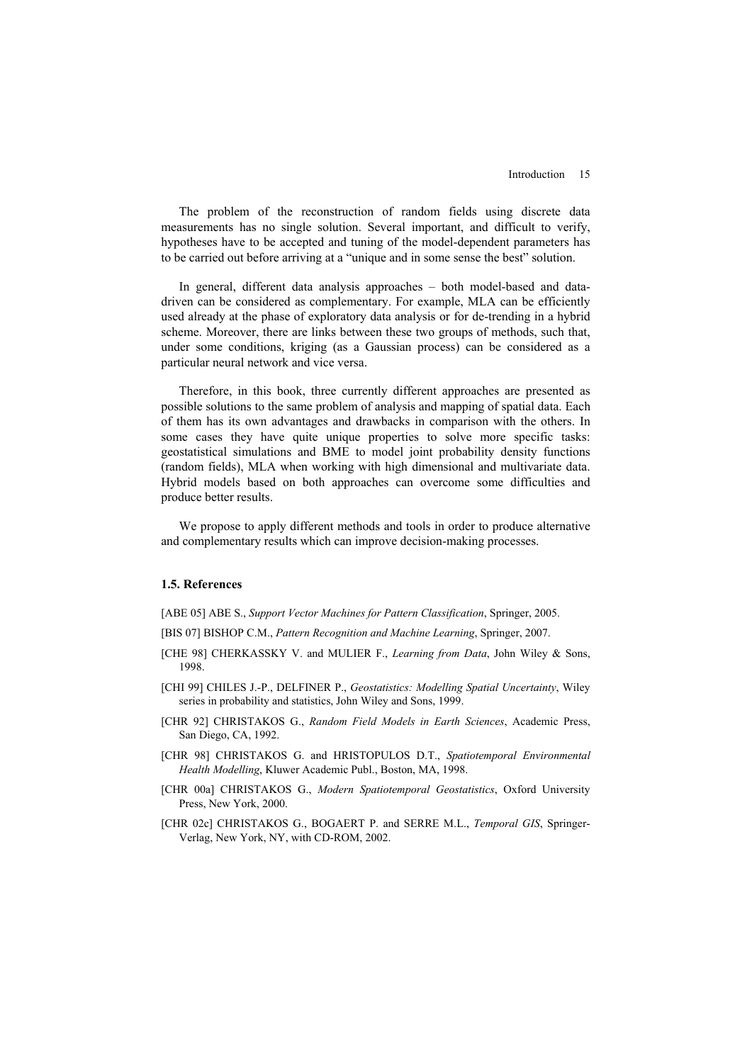The problem of the reconstruction of random fields using discrete data measurements has no single solution. Several important, and difficult to verify, hypotheses have to be accepted and tuning of the model-dependent parameters has to be carried out before arriving at a "unique and in some sense the best" solution.

In general, different data analysis approaches – both model-based and data-driven can be considered as complementary. For example, MLA can be efficiently used already at the phase of exploratory data analysis or for de-trending in a hybrid scheme. Moreover, there are links between these two groups of methods, such that, under some conditions, kriging (as a Gaussian process) can be considered as a particular neural network and vice versa.

Therefore, in this book, three currently different approaches are presented as possible solutions to the same problem of analysis and mapping of spatial data. Each of them has its own advantages and drawbacks in comparison with the others. In some cases they have quite unique properties to solve more specific tasks: geostatistical simulations and BME to model joint probability density functions (random fields), MLA when working with high dimensional and multivariate data. Hybrid models based on both approaches can overcome some difficulties and produce better results.

We propose to apply different methods and tools in order to produce alternative and complementary results which can improve decision-making processes.

### 1.5. References

[ABE 05] ABE S., *Support Vector Machines for Pattern Classification*, Springer, 2005.

[BIS 07] BISHOP C.M., *Pattern Recognition and Machine Learning*, Springer, 2007.

[CHE 98] CHERKASSKY V. and MULIER F., *Learning from Data*, John Wiley & Sons, 1998.

[CHI 99] CHILES J.-P., DELFINER P., *Geostatistics: Modelling Spatial Uncertainty*, Wiley series in probability and statistics, John Wiley and Sons, 1999.

[CHR 92] CHRISTAKOS G., *Random Field Models in Earth Sciences*, Academic Press, San Diego, CA, 1992.

[CHR 98] CHRISTAKOS G. and HRISTOPULOS D.T., *Spatiotemporal Environmental Health Modelling*, Kluwer Academic Publ., Boston, MA, 1998.

[CHR 00a] CHRISTAKOS G., *Modern Spatiotemporal Geostatistics*, Oxford University Press, New York, 2000.

[CHR 02c] CHRISTAKOS G., BOGAERT P. and SERRE M.L., *Temporal GIS*, Springer-Verlag, New York, NY, with CD-ROM, 2002.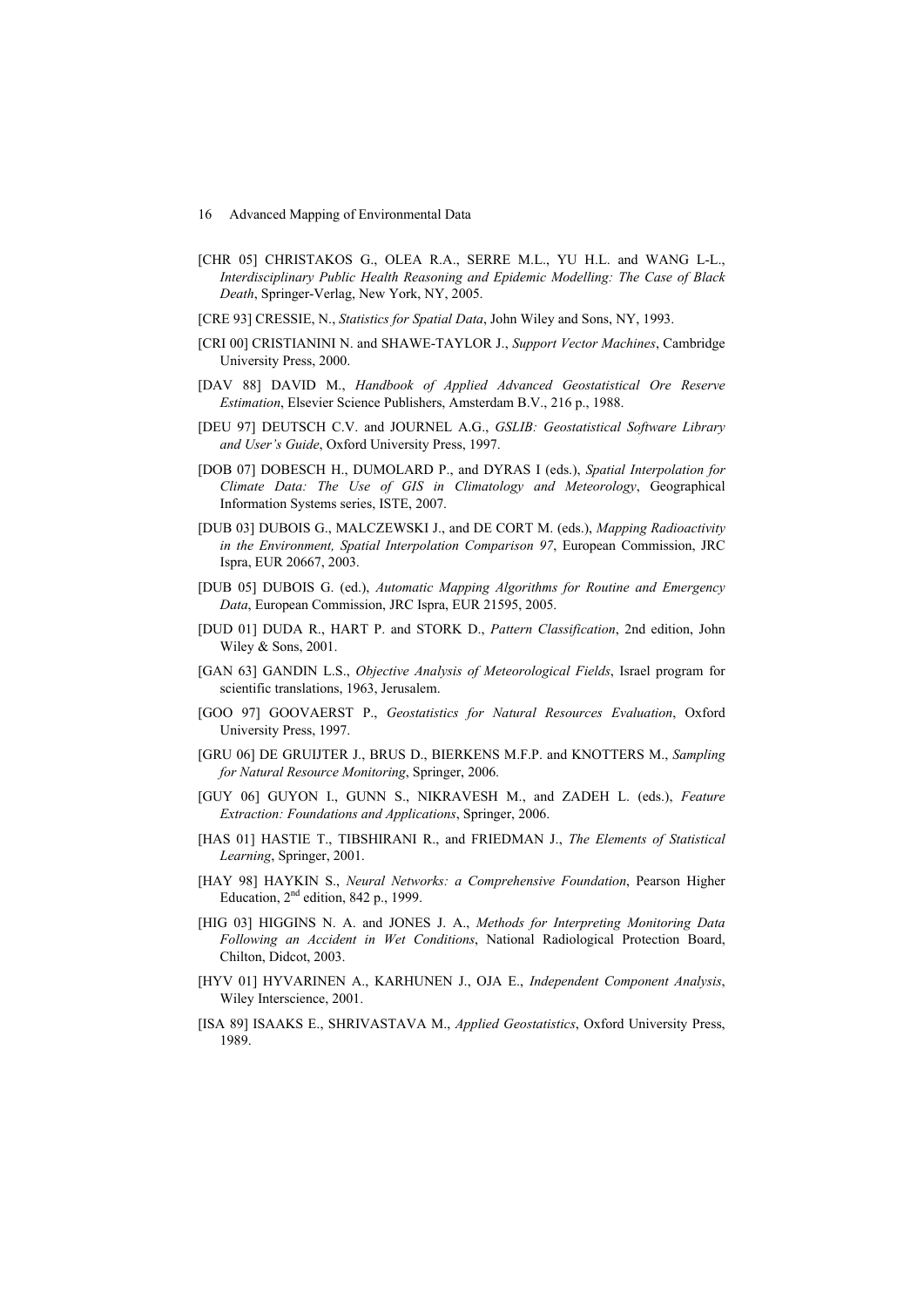[CHR 05] CHRISTAKOS G., OLEA R.A., SERRE M.L., YU H.L. and WANG L-L., *Interdisciplinary Public Health Reasoning and Epidemic Modelling: The Case of Black Death*, Springer-Verlag, New York, NY, 2005.

[CRE 93] CRESSIE, N., *Statistics for Spatial Data*, John Wiley and Sons, NY, 1993.

[CRI 00] CRISTIANINI N. and SHAWE-TAYLOR J., *Support Vector Machines*, Cambridge University Press, 2000.

[DAV 88] DAVID M., *Handbook of Applied Advanced Geostatistical Ore Reserve Estimation*, Elsevier Science Publishers, Amsterdam B.V., 216 p., 1988.

[DEU 97] DEUTSCH C.V. and JOURNEL A.G., *GSLIB: Geostatistical Software Library and User's Guide*, Oxford University Press, 1997.

[DOB 07] DOBESCH H., DUMOLARD P., and DYRAS I (eds.), *Spatial Interpolation for Climate Data: The Use of GIS in Climatology and Meteorology*, Geographical Information Systems series, ISTE, 2007.

[DUB 03] DUBOIS G., MALCZEWSKI J., and DE CORT M. (eds.), *Mapping Radioactivity in the Environment, Spatial Interpolation Comparison 97*, European Commission, JRC Ispra, EUR 20667, 2003.

[DUB 05] DUBOIS G. (ed.), *Automatic Mapping Algorithms for Routine and Emergency Data*, European Commission, JRC Ispra, EUR 21595, 2005.

[DUD 01] DUDA R., HART P. and STORK D., *Pattern Classification*, 2nd edition, John Wiley & Sons, 2001.

[GAN 63] GANDIN L.S., *Objective Analysis of Meteorological Fields*, Israel program for scientific translations, 1963, Jerusalem.

[GOO 97] GOOVAERST P., *Geostatistics for Natural Resources Evaluation*, Oxford University Press, 1997.

[GRU 06] DE GRUIJTER J., BRUS D., BIERKENS M.F.P. and KNOTTERS M., *Sampling for Natural Resource Monitoring*, Springer, 2006.

[GUY 06] GUYON I., GUNN S., NIKRAVESH M., and ZADEH L. (eds.), *Feature Extraction: Foundations and Applications*, Springer, 2006.

[HAS 01] HASTIE T., TIBSHIRANI R., and FRIEDMAN J., *The Elements of Statistical Learning*, Springer, 2001.

[HAY 98] HAYKIN S., *Neural Networks: a Comprehensive Foundation*, Pearson Higher Education, 2nd edition, 842 p., 1999.

[HIG 03] HIGGINS N. A. and JONES J. A., *Methods for Interpreting Monitoring Data Following an Accident in Wet Conditions*, National Radiological Protection Board, Chilton, Didcot, 2003.

[HYV 01] HYVARINEN A., KARHUNEN J., OJA E., *Independent Component Analysis*, Wiley Interscience, 2001.

[ISA 89] ISAAKS E., SHRIVASTAVA M., *Applied Geostatistics*, Oxford University Press, 1989.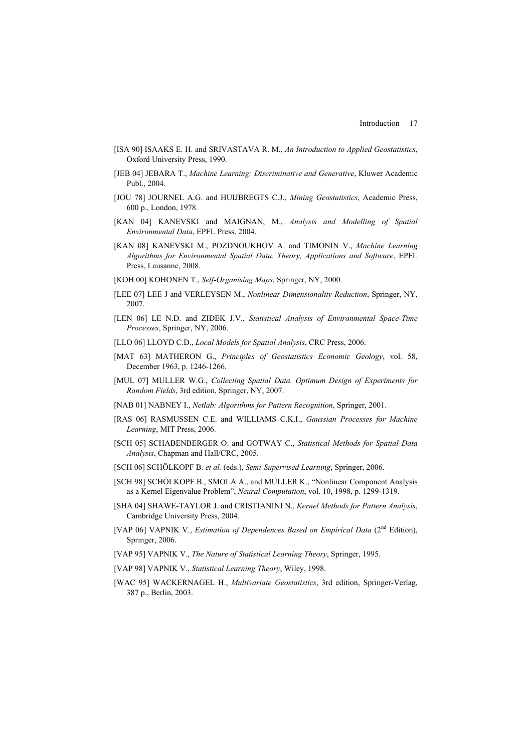[ISA 90] ISAAKS E. H. and SRIVASTAVA R. M., *An Introduction to Applied Geostatistics*, Oxford University Press, 1990.

[JEB 04] JEBARA T., *Machine Learning: Discriminative and Generative*, Kluwer Academic Publ., 2004.

[JOU 78] JOURNEL A.G. and HUIJBREGTS C.J., *Mining Geostatistics*, Academic Press, 600 p., London, 1978.

[KAN 04] KANEVSKI and MAIGNAN, M., *Analysis and Modelling of Spatial Environmental Data*, EPFL Press, 2004.

[KAN 08] KANEVSKI M., POZDNOUKHOV A. and TIMONIN V., *Machine Learning Algorithms for Environmental Spatial Data. Theory, Applications and Software*, EPFL Press, Lausanne, 2008.

[KOH 00] KOHONEN T., *Self-Organising Maps*, Springer, NY, 2000.

[LEE 07] LEE J and VERLEYSEN M., *Nonlinear Dimensionality Reduction*, Springer, NY, 2007.

[LEN 06] LE N.D. and ZIDEK J.V., *Statistical Analysis of Environmental Space-Time Processes*, Springer, NY, 2006.

[LLO 06] LLOYD C.D., *Local Models for Spatial Analysis*, CRC Press, 2006.

[MAT 63] MATHERON G., *Principles of Geostatistics Economic Geology*, vol. 58, December 1963, p. 1246-1266.

[MUL 07] MULLER W.G., *Collecting Spatial Data. Optimum Design of Experiments for Random Fields*, 3rd edition, Springer, NY, 2007.

[NAB 01] NABNEY I., *Netlab: Algorithms for Pattern Recognition*, Springer, 2001.

[RAS 06] RASMUSSEN C.E. and WILLIAMS C.K.I., *Gaussian Processes for Machine Learning*, MIT Press, 2006.

[SCH 05] SCHABENBERGER O. and GOTWAY C., *Statistical Methods for Spatial Data Analysis*, Chapman and Hall/CRC, 2005.

[SCH 06] SCHÖLKOPF B. *et al.* (eds.), *Semi-Supervised Learning*, Springer, 2006.

[SCH 98] SCHÖLKOPF B., SMOLA A., and MÜLLER K., "Nonlinear Component Analysis as a Kernel Eigenvalue Problem", *Neural Computation*, vol. 10, 1998, p. 1299-1319.

[SHA 04] SHAWE-TAYLOR J. and CRISTIANINI N., *Kernel Methods for Pattern Analysis*, Cambridge University Press, 2004.

[VAP 06] VAPNIK V., *Estimation of Dependences Based on Empirical Data* (2nd Edition), Springer, 2006.

[VAP 95] VAPNIK V., *The Nature of Statistical Learning Theory*, Springer, 1995.

[VAP 98] VAPNIK V., *Statistical Learning Theory*, Wiley, 1998.

[WAC 95] WACKERNAGEL H., *Multivariate Geostatistics*, 3rd edition, Springer-Verlag, 387 p., Berlin, 2003.